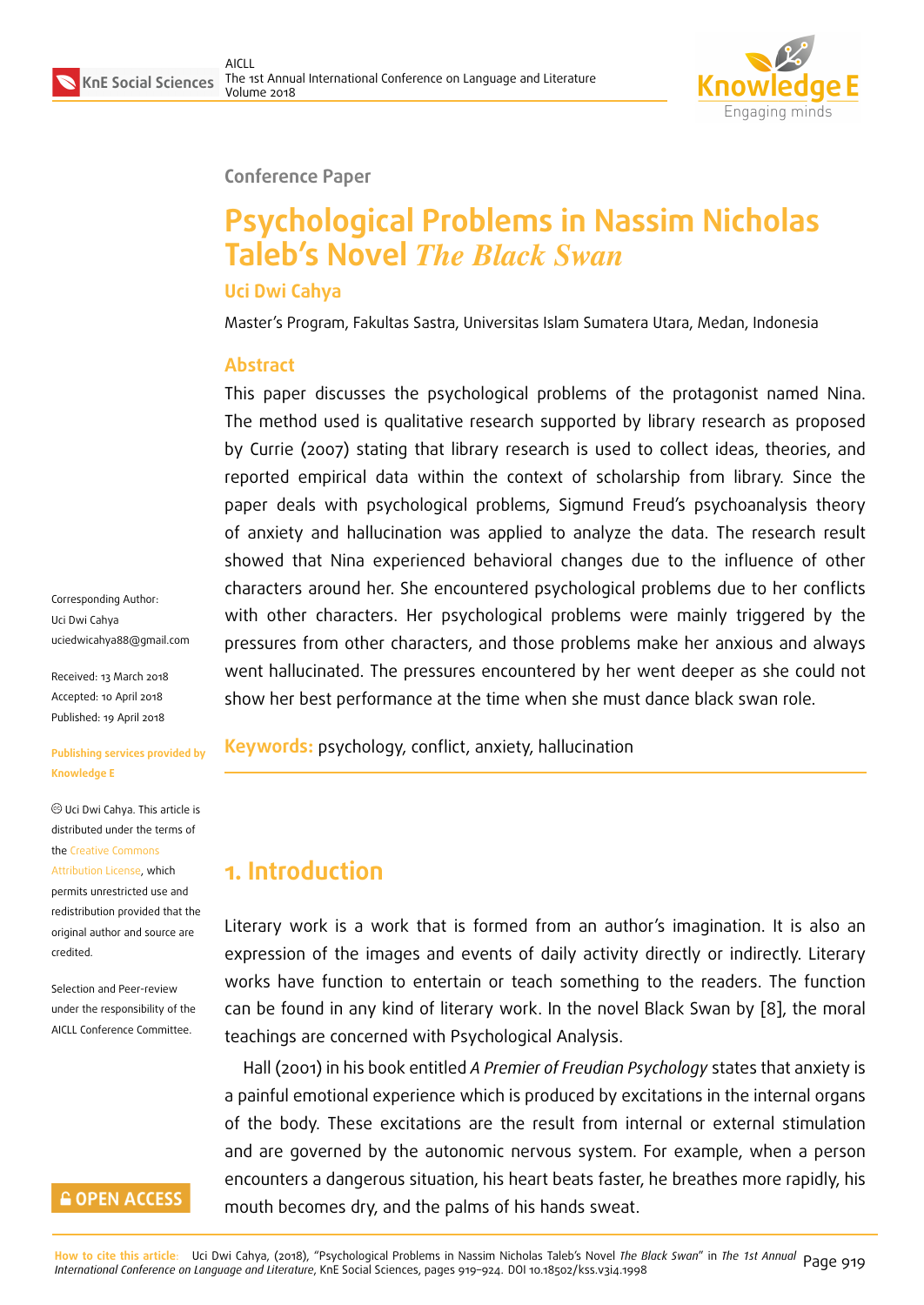Conference Paper

# Psychological Problems in Nassim Nicholas Taleb's Novel *The Black Swan*

**Uci Dwi Cahya**

Master's Program, Fakultas Sastra, Universitas Islam Sumatera Utara, Medan, Indonesia

## Abstract

This paper discusses the psychological problems of the protagonist named Nina. The method used is qualitative research supported by library research as proposed by Currie (2007) stating that library research is used to collect ideas, theories, and reported empirical data within the context of scholarship from library. Since the paper deals with psychological problems, Sigmund Freud's psychoanalysis theory of anxiety and hallucination was applied to analyze the data. The research result showed that Nina experienced behavioral changes due to the influence of other characters around her. She encountered psychological problems due to her conflicts with other characters. Her psychological problems were mainly triggered by the pressures from other characters, and those problems make her anxious and always went hallucinated. The pressures encountered by her went deeper as she could not show her best performance at the time when she must dance black swan role.

**Keywords:** psychology, conflict, anxiety, hallucination

Corresponding Author:
Uci Dwi Cahya
uciedwicahya88@gmail.com

Received: 13 March 2018
Accepted: 10 April 2018
Published: 19 April 2018

Publishing services provided by Knowledge E

© Uci Dwi Cahya. This article is distributed under the terms of the Creative Commons Attribution License, which permits unrestricted use and redistribution provided that the original author and source are credited.

Selection and Peer-review under the responsibility of the AICLL Conference Committee.

## 1. Introduction

Literary work is a work that is formed from an author's imagination. It is also an expression of the images and events of daily activity directly or indirectly. Literary works have function to entertain or teach something to the readers. The function can be found in any kind of literary work. In the novel Black Swan by [8], the moral teachings are concerned with Psychological Analysis.

Hall (2001) in his book entitled *A Premier of Freudian Psychology* states that anxiety is a painful emotional experience which is produced by excitations in the internal organs of the body. These excitations are the result from internal or external stimulation and are governed by the autonomic nervous system. For example, when a person encounters a dangerous situation, his heart beats faster, he breathes more rapidly, his mouth becomes dry, and the palms of his hands sweat.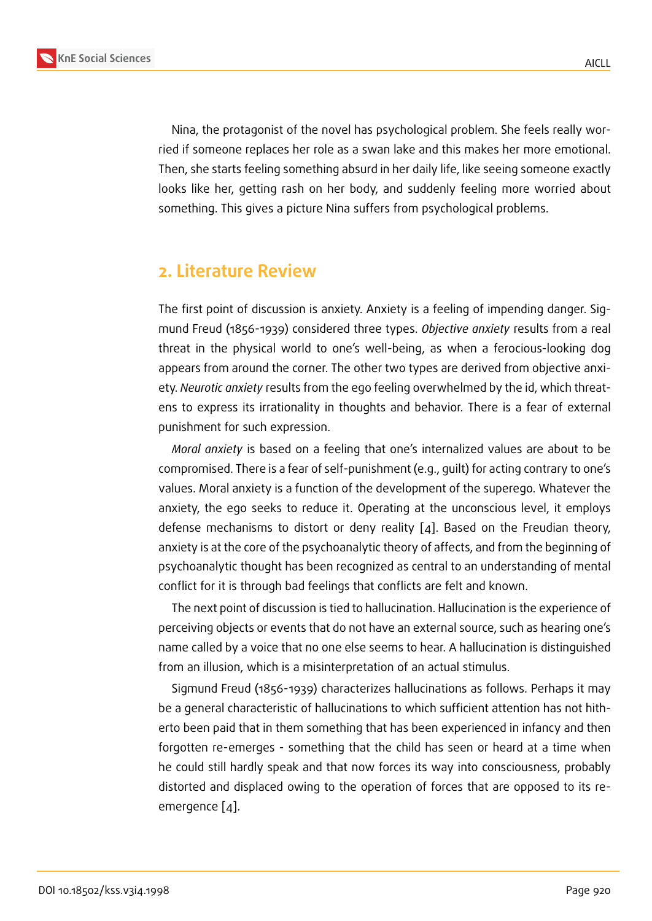Nina, the protagonist of the novel has psychological problem. She feels really worried if someone replaces her role as a swan lake and this makes her more emotional. Then, she starts feeling something absurd in her daily life, like seeing someone exactly looks like her, getting rash on her body, and suddenly feeling more worried about something. This gives a picture Nina suffers from psychological problems.

## 2. Literature Review

The first point of discussion is anxiety. Anxiety is a feeling of impending danger. Sigmund Freud (1856-1939) considered three types. *Objective anxiety* results from a real threat in the physical world to one's well-being, as when a ferocious-looking dog appears from around the corner. The other two types are derived from objective anxiety. *Neurotic anxiety* results from the ego feeling overwhelmed by the id, which threatens to express its irrationality in thoughts and behavior. There is a fear of external punishment for such expression.

*Moral anxiety* is based on a feeling that one's internalized values are about to be compromised. There is a fear of self-punishment (e.g., guilt) for acting contrary to one's values. Moral anxiety is a function of the development of the superego. Whatever the anxiety, the ego seeks to reduce it. Operating at the unconscious level, it employs defense mechanisms to distort or deny reality [4]. Based on the Freudian theory, anxiety is at the core of the psychoanalytic theory of affects, and from the beginning of psychoanalytic thought has been recognized as central to an understanding of mental conflict for it is through bad feelings that conflicts are felt and known.

The next point of discussion is tied to hallucination. Hallucination is the experience of perceiving objects or events that do not have an external source, such as hearing one's name called by a voice that no one else seems to hear. A hallucination is distinguished from an illusion, which is a misinterpretation of an actual stimulus.

Sigmund Freud (1856-1939) characterizes hallucinations as follows. Perhaps it may be a general characteristic of hallucinations to which sufficient attention has not hitherto been paid that in them something that has been experienced in infancy and then forgotten re-emerges - something that the child has seen or heard at a time when he could still hardly speak and that now forces its way into consciousness, probably distorted and displaced owing to the operation of forces that are opposed to its re-emergence [4].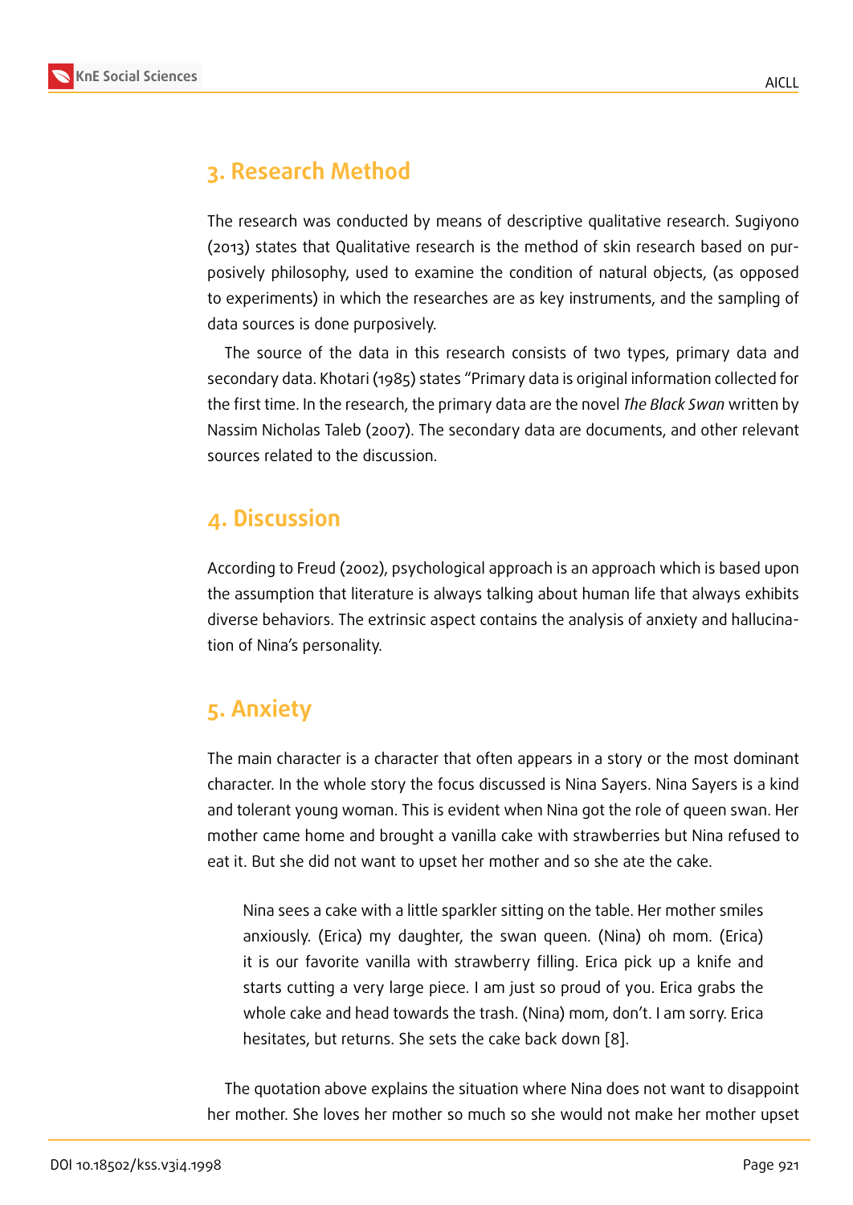## 3. Research Method

The research was conducted by means of descriptive qualitative research. Sugiyono (2013) states that Qualitative research is the method of skin research based on purposively philosophy, used to examine the condition of natural objects, (as opposed to experiments) in which the researches are as key instruments, and the sampling of data sources is done purposively.

The source of the data in this research consists of two types, primary data and secondary data. Khotari (1985) states "Primary data is original information collected for the first time. In the research, the primary data are the novel *The Black Swan* written by Nassim Nicholas Taleb (2007). The secondary data are documents, and other relevant sources related to the discussion.

## 4. Discussion

According to Freud (2002), psychological approach is an approach which is based upon the assumption that literature is always talking about human life that always exhibits diverse behaviors. The extrinsic aspect contains the analysis of anxiety and hallucination of Nina's personality.

## 5. Anxiety

The main character is a character that often appears in a story or the most dominant character. In the whole story the focus discussed is Nina Sayers. Nina Sayers is a kind and tolerant young woman. This is evident when Nina got the role of queen swan. Her mother came home and brought a vanilla cake with strawberries but Nina refused to eat it. But she did not want to upset her mother and so she ate the cake.

> Nina sees a cake with a little sparkler sitting on the table. Her mother smiles anxiously. (Erica) my daughter, the swan queen. (Nina) oh mom. (Erica) it is our favorite vanilla with strawberry filling. Erica pick up a knife and starts cutting a very large piece. I am just so proud of you. Erica grabs the whole cake and head towards the trash. (Nina) mom, don't. I am sorry. Erica hesitates, but returns. She sets the cake back down [8].

The quotation above explains the situation where Nina does not want to disappoint her mother. She loves her mother so much so she would not make her mother upset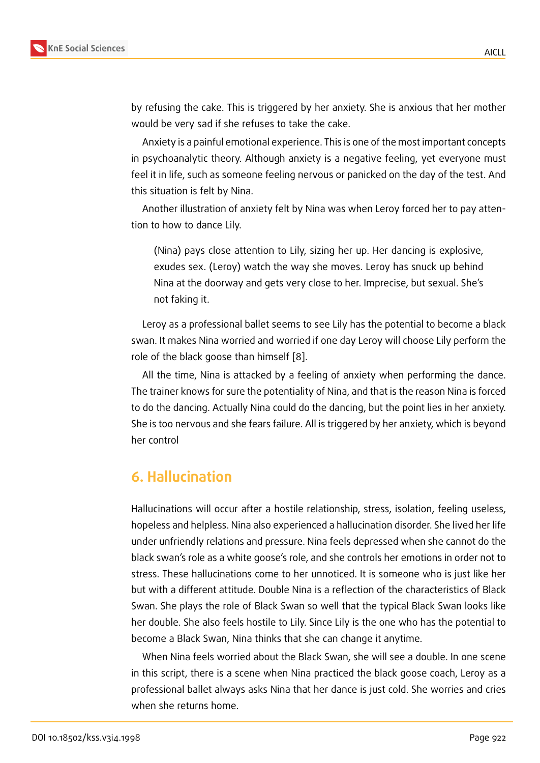by refusing the cake. This is triggered by her anxiety. She is anxious that her mother would be very sad if she refuses to take the cake.

Anxiety is a painful emotional experience. This is one of the most important concepts in psychoanalytic theory. Although anxiety is a negative feeling, yet everyone must feel it in life, such as someone feeling nervous or panicked on the day of the test. And this situation is felt by Nina.

Another illustration of anxiety felt by Nina was when Leroy forced her to pay attention to how to dance Lily.

> (Nina) pays close attention to Lily, sizing her up. Her dancing is explosive, exudes sex. (Leroy) watch the way she moves. Leroy has snuck up behind Nina at the doorway and gets very close to her. Imprecise, but sexual. She's not faking it.

Leroy as a professional ballet seems to see Lily has the potential to become a black swan. It makes Nina worried and worried if one day Leroy will choose Lily perform the role of the black goose than himself [8].

All the time, Nina is attacked by a feeling of anxiety when performing the dance. The trainer knows for sure the potentiality of Nina, and that is the reason Nina is forced to do the dancing. Actually Nina could do the dancing, but the point lies in her anxiety. She is too nervous and she fears failure. All is triggered by her anxiety, which is beyond her control

## 6. Hallucination

Hallucinations will occur after a hostile relationship, stress, isolation, feeling useless, hopeless and helpless. Nina also experienced a hallucination disorder. She lived her life under unfriendly relations and pressure. Nina feels depressed when she cannot do the black swan's role as a white goose's role, and she controls her emotions in order not to stress. These hallucinations come to her unnoticed. It is someone who is just like her but with a different attitude. Double Nina is a reflection of the characteristics of Black Swan. She plays the role of Black Swan so well that the typical Black Swan looks like her double. She also feels hostile to Lily. Since Lily is the one who has the potential to become a Black Swan, Nina thinks that she can change it anytime.

When Nina feels worried about the Black Swan, she will see a double. In one scene in this script, there is a scene when Nina practiced the black goose coach, Leroy as a professional ballet always asks Nina that her dance is just cold. She worries and cries when she returns home.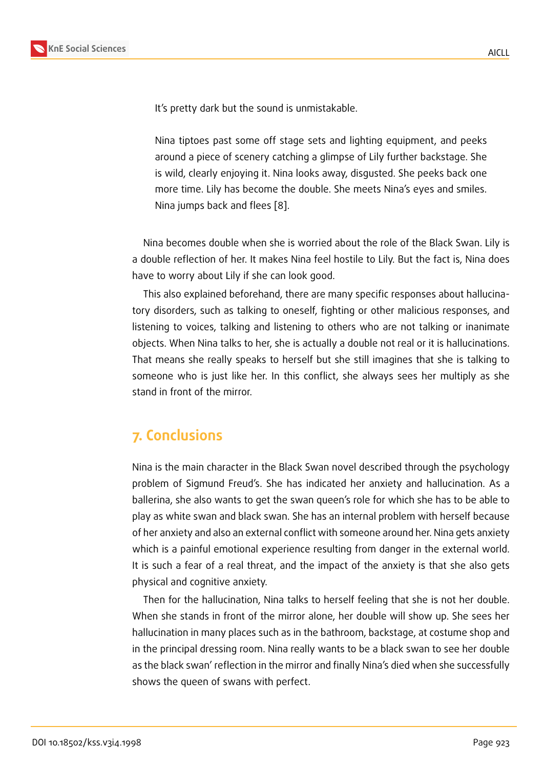> It's pretty dark but the sound is unmistakable.
>
> Nina tiptoes past some off stage sets and lighting equipment, and peeks around a piece of scenery catching a glimpse of Lily further backstage. She is wild, clearly enjoying it. Nina looks away, disgusted. She peeks back one more time. Lily has become the double. She meets Nina's eyes and smiles. Nina jumps back and flees [8].

Nina becomes double when she is worried about the role of the Black Swan. Lily is a double reflection of her. It makes Nina feel hostile to Lily. But the fact is, Nina does have to worry about Lily if she can look good.

This also explained beforehand, there are many specific responses about hallucinatory disorders, such as talking to oneself, fighting or other malicious responses, and listening to voices, talking and listening to others who are not talking or inanimate objects. When Nina talks to her, she is actually a double not real or it is hallucinations. That means she really speaks to herself but she still imagines that she is talking to someone who is just like her. In this conflict, she always sees her multiply as she stand in front of the mirror.

## 7. Conclusions

Nina is the main character in the Black Swan novel described through the psychology problem of Sigmund Freud's. She has indicated her anxiety and hallucination. As a ballerina, she also wants to get the swan queen's role for which she has to be able to play as white swan and black swan. She has an internal problem with herself because of her anxiety and also an external conflict with someone around her. Nina gets anxiety which is a painful emotional experience resulting from danger in the external world. It is such a fear of a real threat, and the impact of the anxiety is that she also gets physical and cognitive anxiety.

Then for the hallucination, Nina talks to herself feeling that she is not her double. When she stands in front of the mirror alone, her double will show up. She sees her hallucination in many places such as in the bathroom, backstage, at costume shop and in the principal dressing room. Nina really wants to be a black swan to see her double as the black swan' reflection in the mirror and finally Nina's died when she successfully shows the queen of swans with perfect.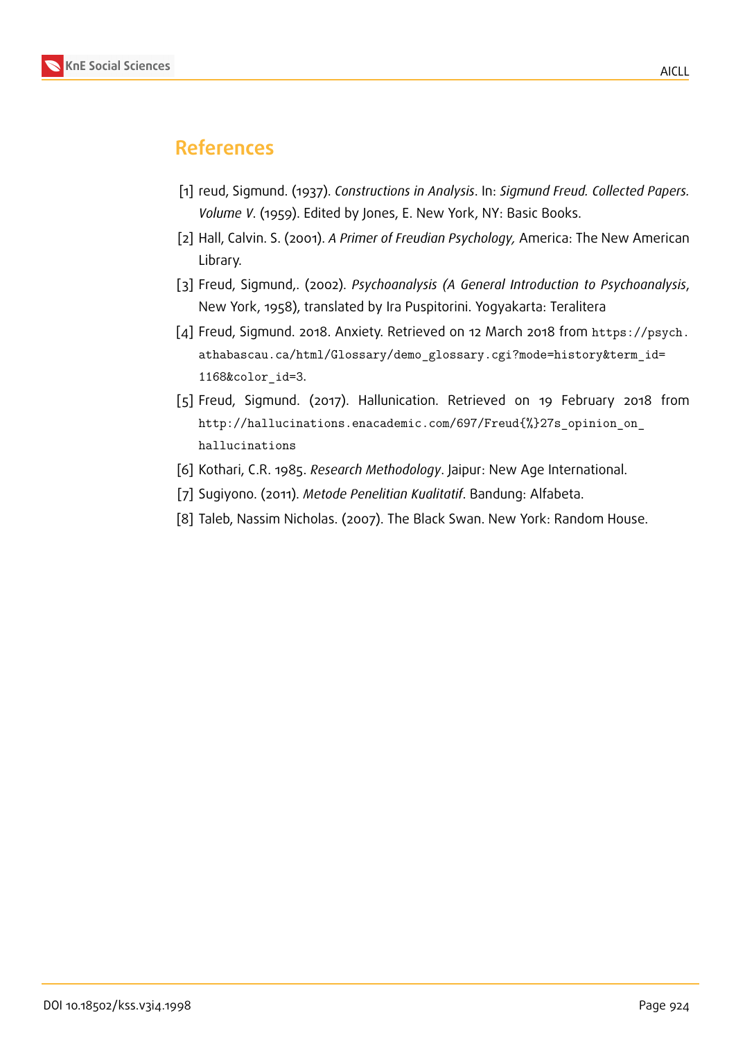## References

[1] reud, Sigmund. (1937). *Constructions in Analysis*. In: *Sigmund Freud. Collected Papers. Volume V*. (1959). Edited by Jones, E. New York, NY: Basic Books.

[2] Hall, Calvin. S. (2001). *A Primer of Freudian Psychology,* America: The New American Library.

[3] Freud, Sigmund,. (2002). *Psychoanalysis (A General Introduction to Psychoanalysis*, New York, 1958), translated by Ira Puspitorini. Yogyakarta: Teralitera

[4] Freud, Sigmund. 2018. Anxiety. Retrieved on 12 March 2018 from https://psych.athabascau.ca/html/Glossary/demo_glossary.cgi?mode=history&term_id=1168&color_id=3.

[5] Freud, Sigmund. (2017). Hallunication. Retrieved on 19 February 2018 from http://hallucinations.enacademic.com/697/Freud{%}27s_opinion_on_hallucinations

[6] Kothari, C.R. 1985. *Research Methodology*. Jaipur: New Age International.

[7] Sugiyono. (2011). *Metode Penelitian Kualitatif*. Bandung: Alfabeta.

[8] Taleb, Nassim Nicholas. (2007). The Black Swan. New York: Random House.